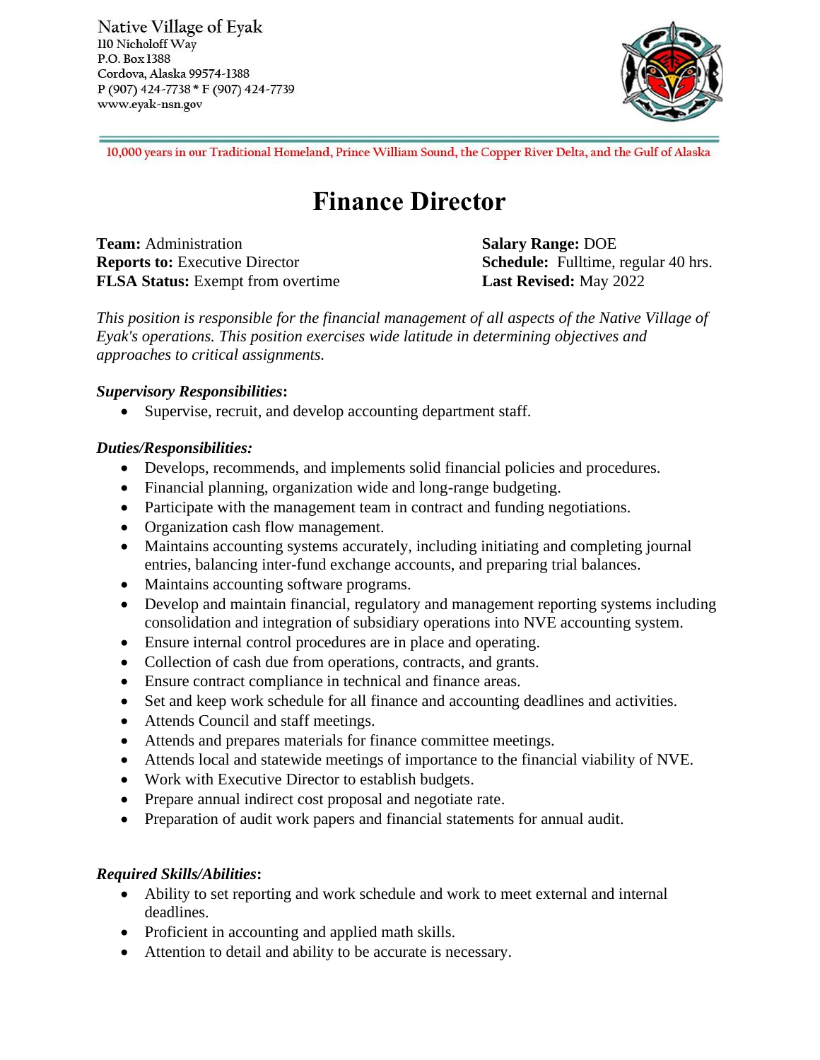Native Village of Eyak
110 Nicholoff Way
P.O. Box 1388
Cordova, Alaska 99574-1388
P (907) 424-7738 * F (907) 424-7739
www.eyak-nsn.gov

10,000 years in our Traditional Homeland, Prince William Sound, the Copper River Delta, and the Gulf of Alaska

# Finance Director

**Team:** Administration
**Reports to:** Executive Director
**FLSA Status:** Exempt from overtime

**Salary Range:** DOE
**Schedule:** Fulltime, regular 40 hrs.
**Last Revised:** May 2022

*This position is responsible for the financial management of all aspects of the Native Village of Eyak's operations. This position exercises wide latitude in determining objectives and approaches to critical assignments.*

***Supervisory Responsibilities*:**

- Supervise, recruit, and develop accounting department staff.

***Duties/Responsibilities:***

- Develops, recommends, and implements solid financial policies and procedures.
- Financial planning, organization wide and long-range budgeting.
- Participate with the management team in contract and funding negotiations.
- Organization cash flow management.
- Maintains accounting systems accurately, including initiating and completing journal entries, balancing inter-fund exchange accounts, and preparing trial balances.
- Maintains accounting software programs.
- Develop and maintain financial, regulatory and management reporting systems including consolidation and integration of subsidiary operations into NVE accounting system.
- Ensure internal control procedures are in place and operating.
- Collection of cash due from operations, contracts, and grants.
- Ensure contract compliance in technical and finance areas.
- Set and keep work schedule for all finance and accounting deadlines and activities.
- Attends Council and staff meetings.
- Attends and prepares materials for finance committee meetings.
- Attends local and statewide meetings of importance to the financial viability of NVE.
- Work with Executive Director to establish budgets.
- Prepare annual indirect cost proposal and negotiate rate.
- Preparation of audit work papers and financial statements for annual audit.

***Required Skills/Abilities*:**

- Ability to set reporting and work schedule and work to meet external and internal deadlines.
- Proficient in accounting and applied math skills.
- Attention to detail and ability to be accurate is necessary.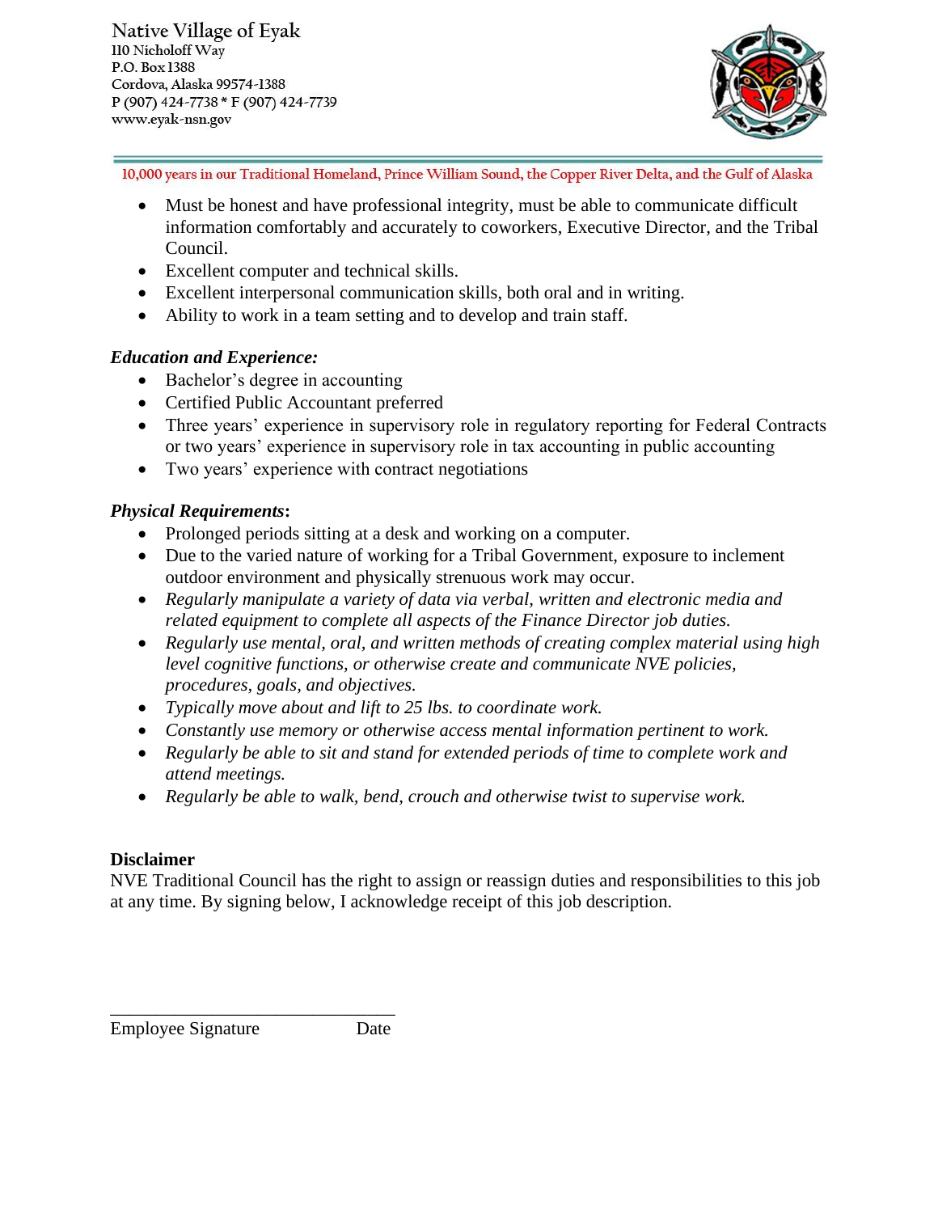- Must be honest and have professional integrity, must be able to communicate difficult information comfortably and accurately to coworkers, Executive Director, and the Tribal Council.
- Excellent computer and technical skills.
- Excellent interpersonal communication skills, both oral and in writing.
- Ability to work in a team setting and to develop and train staff.

***Education and Experience:***

- Bachelor's degree in accounting
- Certified Public Accountant preferred
- Three years' experience in supervisory role in regulatory reporting for Federal Contracts or two years' experience in supervisory role in tax accounting in public accounting
- Two years' experience with contract negotiations

***Physical Requirements*:**

- Prolonged periods sitting at a desk and working on a computer.
- Due to the varied nature of working for a Tribal Government, exposure to inclement outdoor environment and physically strenuous work may occur.
- *Regularly manipulate a variety of data via verbal, written and electronic media and related equipment to complete all aspects of the Finance Director job duties.*
- *Regularly use mental, oral, and written methods of creating complex material using high level cognitive functions, or otherwise create and communicate NVE policies, procedures, goals, and objectives.*
- *Typically move about and lift to 25 lbs. to coordinate work.*
- *Constantly use memory or otherwise access mental information pertinent to work.*
- *Regularly be able to sit and stand for extended periods of time to complete work and attend meetings.*
- *Regularly be able to walk, bend, crouch and otherwise twist to supervise work.*

**Disclaimer**

NVE Traditional Council has the right to assign or reassign duties and responsibilities to this job at any time. By signing below, I acknowledge receipt of this job description.

\_\_\_\_\_\_\_\_\_\_\_\_\_\_\_\_\_\_\_\_\_\_\_\_\_\_\_\_\_\_\_\_\_\_

Employee Signature    Date